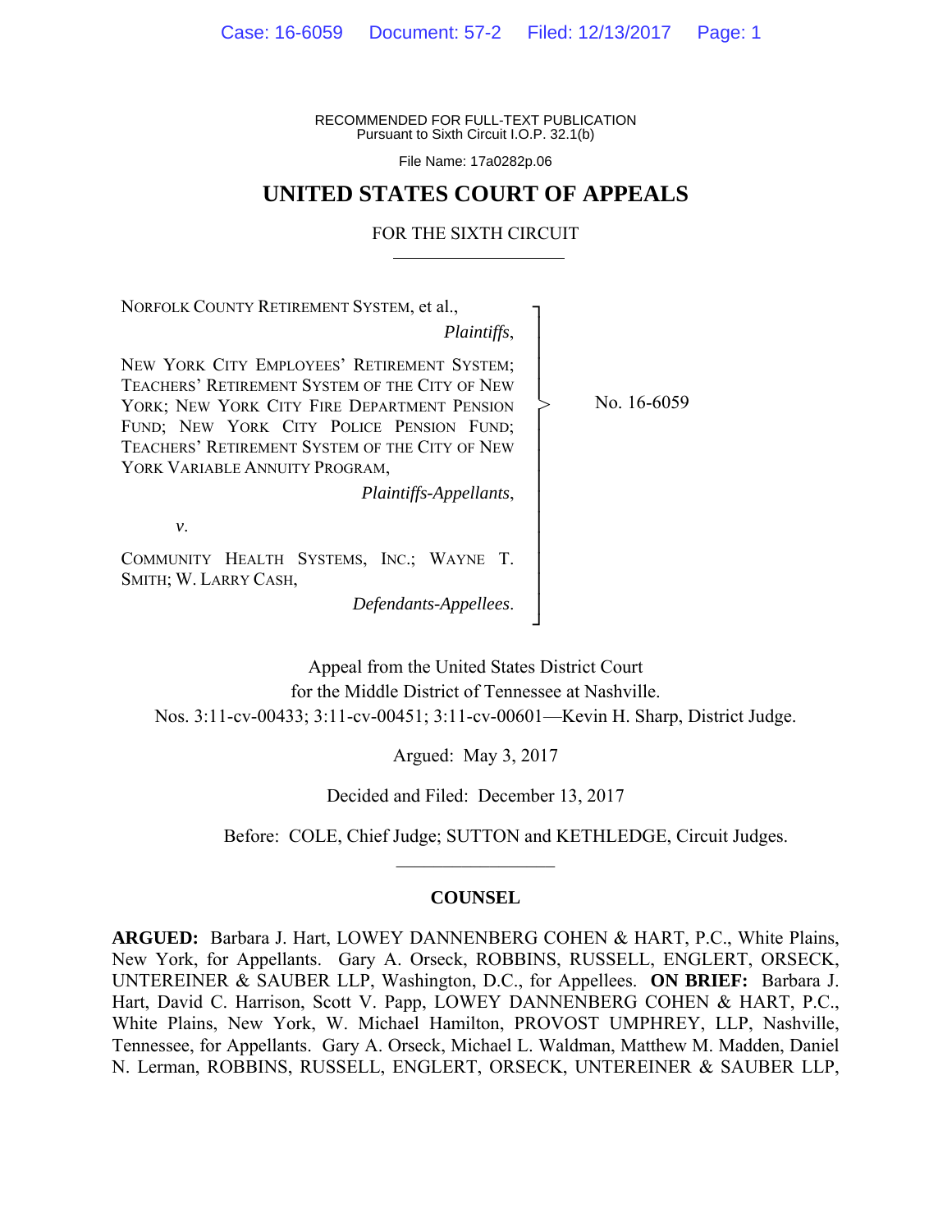RECOMMENDED FOR FULL-TEXT PUBLICATION
Pursuant to Sixth Circuit I.O.P. 32.1(b)

File Name: 17a0282p.06

# UNITED STATES COURT OF APPEALS

## FOR THE SIXTH CIRCUIT

NORFOLK COUNTY RETIREMENT SYSTEM, et al.,

*Plaintiffs*,

NEW YORK CITY EMPLOYEES' RETIREMENT SYSTEM; TEACHERS' RETIREMENT SYSTEM OF THE CITY OF NEW YORK; NEW YORK CITY FIRE DEPARTMENT PENSION FUND; NEW YORK CITY POLICE PENSION FUND; TEACHERS' RETIREMENT SYSTEM OF THE CITY OF NEW YORK VARIABLE ANNUITY PROGRAM,

*Plaintiffs-Appellants*,

*v*.

COMMUNITY HEALTH SYSTEMS, INC.; WAYNE T. SMITH; W. LARRY CASH,

*Defendants-Appellees*.

No. 16-6059

Appeal from the United States District Court
for the Middle District of Tennessee at Nashville.
Nos. 3:11-cv-00433; 3:11-cv-00451; 3:11-cv-00601—Kevin H. Sharp, District Judge.

Argued: May 3, 2017

Decided and Filed: December 13, 2017

Before: COLE, Chief Judge; SUTTON and KETHLEDGE, Circuit Judges.

### COUNSEL

**ARGUED:** Barbara J. Hart, LOWEY DANNENBERG COHEN & HART, P.C., White Plains, New York, for Appellants. Gary A. Orseck, ROBBINS, RUSSELL, ENGLERT, ORSECK, UNTEREINER & SAUBER LLP, Washington, D.C., for Appellees. **ON BRIEF:** Barbara J. Hart, David C. Harrison, Scott V. Papp, LOWEY DANNENBERG COHEN & HART, P.C., White Plains, New York, W. Michael Hamilton, PROVOST UMPHREY, LLP, Nashville, Tennessee, for Appellants. Gary A. Orseck, Michael L. Waldman, Matthew M. Madden, Daniel N. Lerman, ROBBINS, RUSSELL, ENGLERT, ORSECK, UNTEREINER & SAUBER LLP,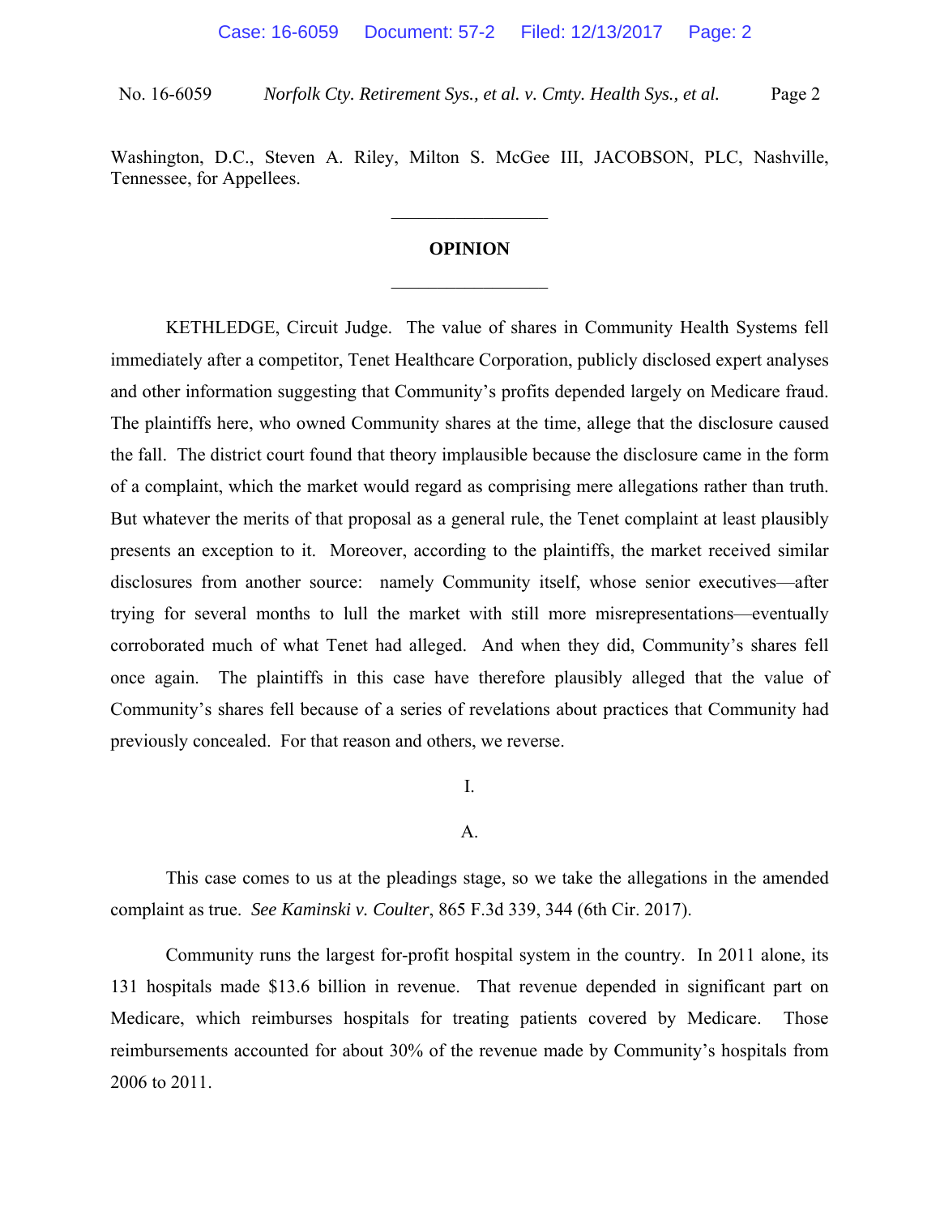Washington, D.C., Steven A. Riley, Milton S. McGee III, JACOBSON, PLC, Nashville, Tennessee, for Appellees.

---

## OPINION

---

KETHLEDGE, Circuit Judge. The value of shares in Community Health Systems fell immediately after a competitor, Tenet Healthcare Corporation, publicly disclosed expert analyses and other information suggesting that Community's profits depended largely on Medicare fraud. The plaintiffs here, who owned Community shares at the time, allege that the disclosure caused the fall. The district court found that theory implausible because the disclosure came in the form of a complaint, which the market would regard as comprising mere allegations rather than truth. But whatever the merits of that proposal as a general rule, the Tenet complaint at least plausibly presents an exception to it. Moreover, according to the plaintiffs, the market received similar disclosures from another source: namely Community itself, whose senior executives—after trying for several months to lull the market with still more misrepresentations—eventually corroborated much of what Tenet had alleged. And when they did, Community's shares fell once again. The plaintiffs in this case have therefore plausibly alleged that the value of Community's shares fell because of a series of revelations about practices that Community had previously concealed. For that reason and others, we reverse.

### I.

### A.

This case comes to us at the pleadings stage, so we take the allegations in the amended complaint as true. *See Kaminski v. Coulter*, 865 F.3d 339, 344 (6th Cir. 2017).

Community runs the largest for-profit hospital system in the country. In 2011 alone, its 131 hospitals made $13.6 billion in revenue. That revenue depended in significant part on Medicare, which reimburses hospitals for treating patients covered by Medicare. Those reimbursements accounted for about 30% of the revenue made by Community's hospitals from 2006 to 2011.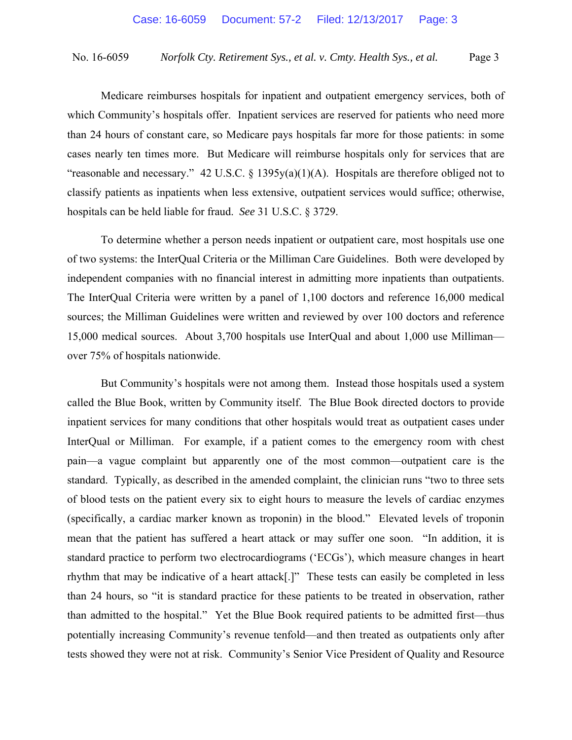Medicare reimburses hospitals for inpatient and outpatient emergency services, both of which Community's hospitals offer. Inpatient services are reserved for patients who need more than 24 hours of constant care, so Medicare pays hospitals far more for those patients: in some cases nearly ten times more. But Medicare will reimburse hospitals only for services that are "reasonable and necessary." 42 U.S.C. § 1395y(a)(1)(A). Hospitals are therefore obliged not to classify patients as inpatients when less extensive, outpatient services would suffice; otherwise, hospitals can be held liable for fraud. *See* 31 U.S.C. § 3729.

To determine whether a person needs inpatient or outpatient care, most hospitals use one of two systems: the InterQual Criteria or the Milliman Care Guidelines. Both were developed by independent companies with no financial interest in admitting more inpatients than outpatients. The InterQual Criteria were written by a panel of 1,100 doctors and reference 16,000 medical sources; the Milliman Guidelines were written and reviewed by over 100 doctors and reference 15,000 medical sources. About 3,700 hospitals use InterQual and about 1,000 use Milliman—over 75% of hospitals nationwide.

But Community's hospitals were not among them. Instead those hospitals used a system called the Blue Book, written by Community itself. The Blue Book directed doctors to provide inpatient services for many conditions that other hospitals would treat as outpatient cases under InterQual or Milliman. For example, if a patient comes to the emergency room with chest pain—a vague complaint but apparently one of the most common—outpatient care is the standard. Typically, as described in the amended complaint, the clinician runs "two to three sets of blood tests on the patient every six to eight hours to measure the levels of cardiac enzymes (specifically, a cardiac marker known as troponin) in the blood." Elevated levels of troponin mean that the patient has suffered a heart attack or may suffer one soon. "In addition, it is standard practice to perform two electrocardiograms ('ECGs'), which measure changes in heart rhythm that may be indicative of a heart attack[.]" These tests can easily be completed in less than 24 hours, so "it is standard practice for these patients to be treated in observation, rather than admitted to the hospital." Yet the Blue Book required patients to be admitted first—thus potentially increasing Community's revenue tenfold—and then treated as outpatients only after tests showed they were not at risk. Community's Senior Vice President of Quality and Resource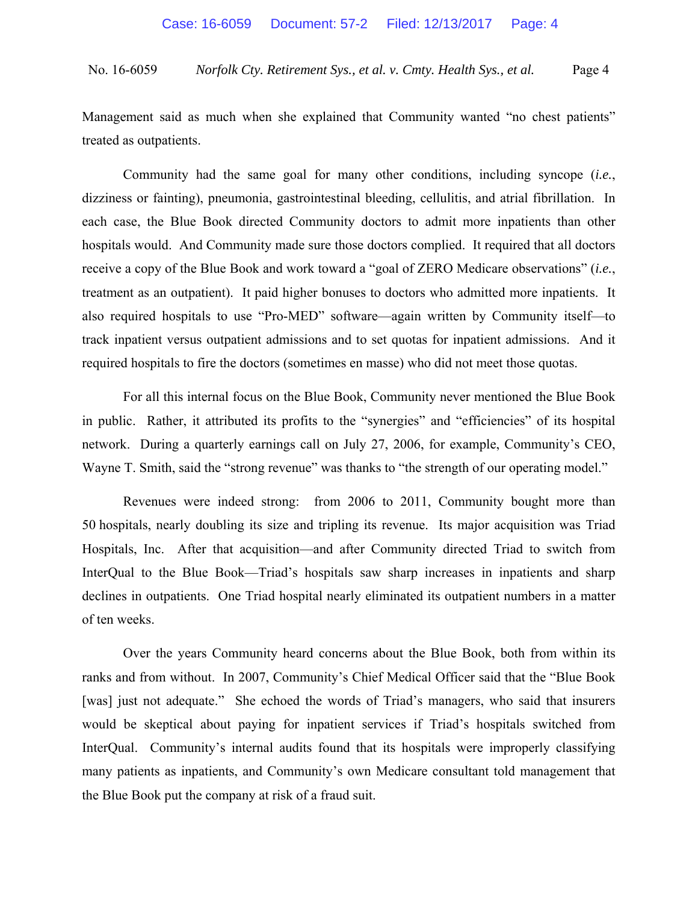Management said as much when she explained that Community wanted "no chest patients" treated as outpatients.

Community had the same goal for many other conditions, including syncope (*i.e.*, dizziness or fainting), pneumonia, gastrointestinal bleeding, cellulitis, and atrial fibrillation. In each case, the Blue Book directed Community doctors to admit more inpatients than other hospitals would. And Community made sure those doctors complied. It required that all doctors receive a copy of the Blue Book and work toward a "goal of ZERO Medicare observations" (*i.e.*, treatment as an outpatient). It paid higher bonuses to doctors who admitted more inpatients. It also required hospitals to use "Pro-MED" software—again written by Community itself—to track inpatient versus outpatient admissions and to set quotas for inpatient admissions. And it required hospitals to fire the doctors (sometimes en masse) who did not meet those quotas.

For all this internal focus on the Blue Book, Community never mentioned the Blue Book in public. Rather, it attributed its profits to the "synergies" and "efficiencies" of its hospital network. During a quarterly earnings call on July 27, 2006, for example, Community's CEO, Wayne T. Smith, said the "strong revenue" was thanks to "the strength of our operating model."

Revenues were indeed strong: from 2006 to 2011, Community bought more than 50 hospitals, nearly doubling its size and tripling its revenue. Its major acquisition was Triad Hospitals, Inc. After that acquisition—and after Community directed Triad to switch from InterQual to the Blue Book—Triad's hospitals saw sharp increases in inpatients and sharp declines in outpatients. One Triad hospital nearly eliminated its outpatient numbers in a matter of ten weeks.

Over the years Community heard concerns about the Blue Book, both from within its ranks and from without. In 2007, Community's Chief Medical Officer said that the "Blue Book [was] just not adequate." She echoed the words of Triad's managers, who said that insurers would be skeptical about paying for inpatient services if Triad's hospitals switched from InterQual. Community's internal audits found that its hospitals were improperly classifying many patients as inpatients, and Community's own Medicare consultant told management that the Blue Book put the company at risk of a fraud suit.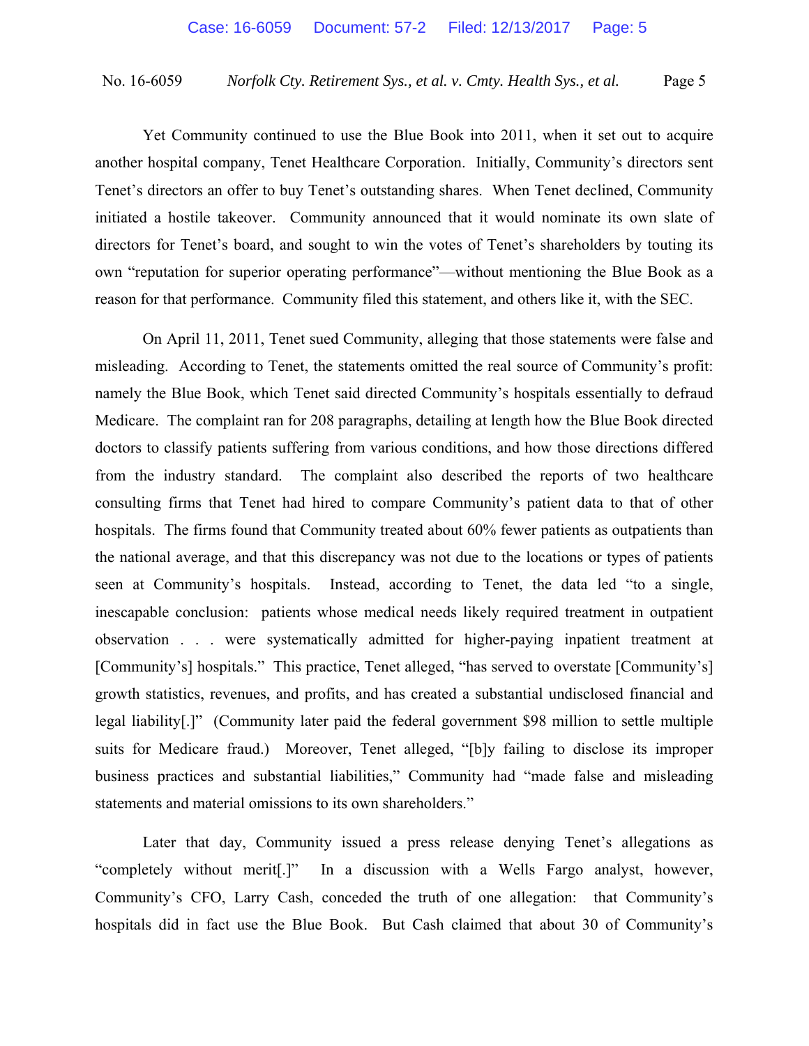Yet Community continued to use the Blue Book into 2011, when it set out to acquire another hospital company, Tenet Healthcare Corporation. Initially, Community's directors sent Tenet's directors an offer to buy Tenet's outstanding shares. When Tenet declined, Community initiated a hostile takeover. Community announced that it would nominate its own slate of directors for Tenet's board, and sought to win the votes of Tenet's shareholders by touting its own "reputation for superior operating performance"—without mentioning the Blue Book as a reason for that performance. Community filed this statement, and others like it, with the SEC.

On April 11, 2011, Tenet sued Community, alleging that those statements were false and misleading. According to Tenet, the statements omitted the real source of Community's profit: namely the Blue Book, which Tenet said directed Community's hospitals essentially to defraud Medicare. The complaint ran for 208 paragraphs, detailing at length how the Blue Book directed doctors to classify patients suffering from various conditions, and how those directions differed from the industry standard. The complaint also described the reports of two healthcare consulting firms that Tenet had hired to compare Community's patient data to that of other hospitals. The firms found that Community treated about 60% fewer patients as outpatients than the national average, and that this discrepancy was not due to the locations or types of patients seen at Community's hospitals. Instead, according to Tenet, the data led "to a single, inescapable conclusion: patients whose medical needs likely required treatment in outpatient observation . . . were systematically admitted for higher-paying inpatient treatment at [Community's] hospitals." This practice, Tenet alleged, "has served to overstate [Community's] growth statistics, revenues, and profits, and has created a substantial undisclosed financial and legal liability[.]" (Community later paid the federal government $98 million to settle multiple suits for Medicare fraud.) Moreover, Tenet alleged, "[b]y failing to disclose its improper business practices and substantial liabilities," Community had "made false and misleading statements and material omissions to its own shareholders."

Later that day, Community issued a press release denying Tenet's allegations as "completely without merit[.]" In a discussion with a Wells Fargo analyst, however, Community's CFO, Larry Cash, conceded the truth of one allegation: that Community's hospitals did in fact use the Blue Book. But Cash claimed that about 30 of Community's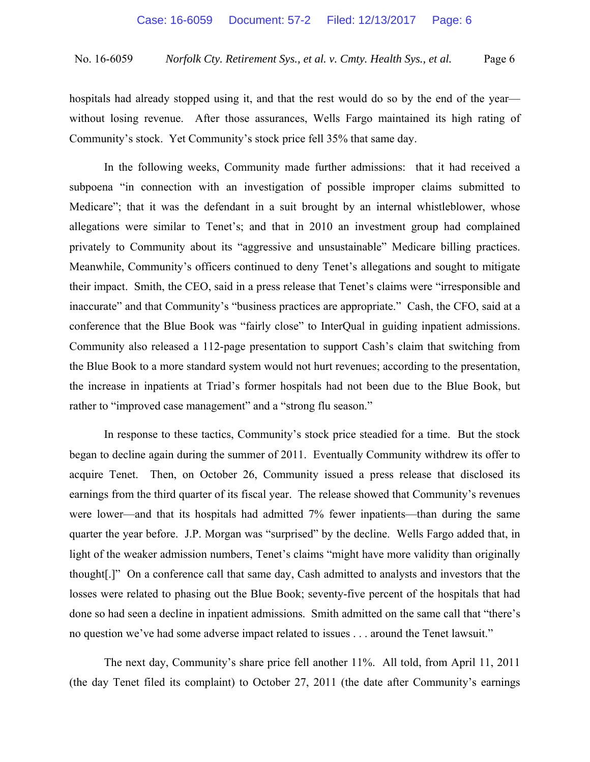hospitals had already stopped using it, and that the rest would do so by the end of the year—without losing revenue. After those assurances, Wells Fargo maintained its high rating of Community's stock. Yet Community's stock price fell 35% that same day.

In the following weeks, Community made further admissions: that it had received a subpoena "in connection with an investigation of possible improper claims submitted to Medicare"; that it was the defendant in a suit brought by an internal whistleblower, whose allegations were similar to Tenet's; and that in 2010 an investment group had complained privately to Community about its "aggressive and unsustainable" Medicare billing practices. Meanwhile, Community's officers continued to deny Tenet's allegations and sought to mitigate their impact. Smith, the CEO, said in a press release that Tenet's claims were "irresponsible and inaccurate" and that Community's "business practices are appropriate." Cash, the CFO, said at a conference that the Blue Book was "fairly close" to InterQual in guiding inpatient admissions. Community also released a 112-page presentation to support Cash's claim that switching from the Blue Book to a more standard system would not hurt revenues; according to the presentation, the increase in inpatients at Triad's former hospitals had not been due to the Blue Book, but rather to "improved case management" and a "strong flu season."

In response to these tactics, Community's stock price steadied for a time. But the stock began to decline again during the summer of 2011. Eventually Community withdrew its offer to acquire Tenet. Then, on October 26, Community issued a press release that disclosed its earnings from the third quarter of its fiscal year. The release showed that Community's revenues were lower—and that its hospitals had admitted 7% fewer inpatients—than during the same quarter the year before. J.P. Morgan was "surprised" by the decline. Wells Fargo added that, in light of the weaker admission numbers, Tenet's claims "might have more validity than originally thought[.]" On a conference call that same day, Cash admitted to analysts and investors that the losses were related to phasing out the Blue Book; seventy-five percent of the hospitals that had done so had seen a decline in inpatient admissions. Smith admitted on the same call that "there's no question we've had some adverse impact related to issues . . . around the Tenet lawsuit."

The next day, Community's share price fell another 11%. All told, from April 11, 2011 (the day Tenet filed its complaint) to October 27, 2011 (the date after Community's earnings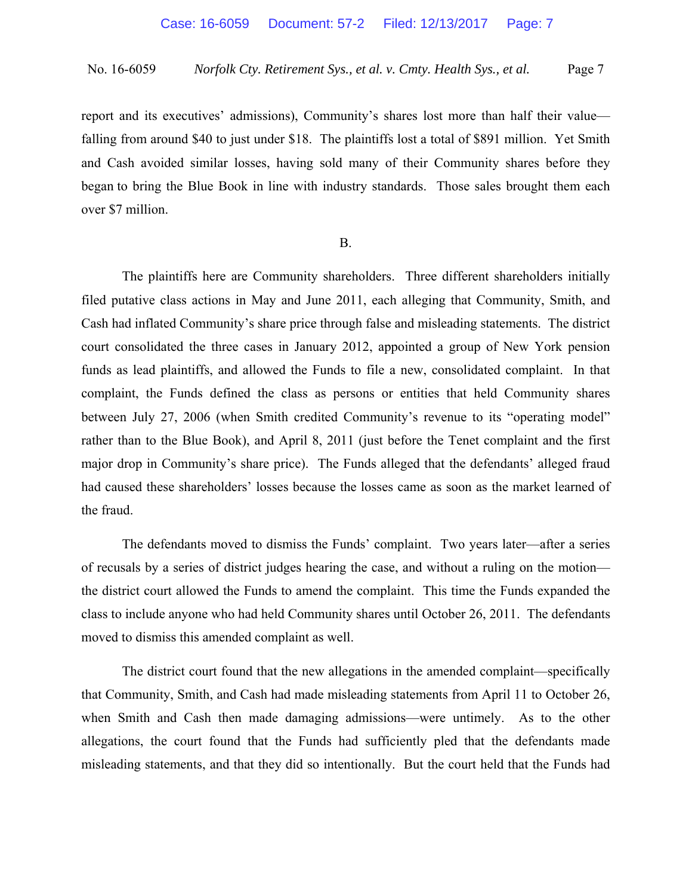report and its executives' admissions), Community's shares lost more than half their value—falling from around $40 to just under $18. The plaintiffs lost a total of $891 million. Yet Smith and Cash avoided similar losses, having sold many of their Community shares before they began to bring the Blue Book in line with industry standards. Those sales brought them each over $7 million.

B.

The plaintiffs here are Community shareholders. Three different shareholders initially filed putative class actions in May and June 2011, each alleging that Community, Smith, and Cash had inflated Community's share price through false and misleading statements. The district court consolidated the three cases in January 2012, appointed a group of New York pension funds as lead plaintiffs, and allowed the Funds to file a new, consolidated complaint. In that complaint, the Funds defined the class as persons or entities that held Community shares between July 27, 2006 (when Smith credited Community's revenue to its "operating model" rather than to the Blue Book), and April 8, 2011 (just before the Tenet complaint and the first major drop in Community's share price). The Funds alleged that the defendants' alleged fraud had caused these shareholders' losses because the losses came as soon as the market learned of the fraud.

The defendants moved to dismiss the Funds' complaint. Two years later—after a series of recusals by a series of district judges hearing the case, and without a ruling on the motion—the district court allowed the Funds to amend the complaint. This time the Funds expanded the class to include anyone who had held Community shares until October 26, 2011. The defendants moved to dismiss this amended complaint as well.

The district court found that the new allegations in the amended complaint—specifically that Community, Smith, and Cash had made misleading statements from April 11 to October 26, when Smith and Cash then made damaging admissions—were untimely. As to the other allegations, the court found that the Funds had sufficiently pled that the defendants made misleading statements, and that they did so intentionally. But the court held that the Funds had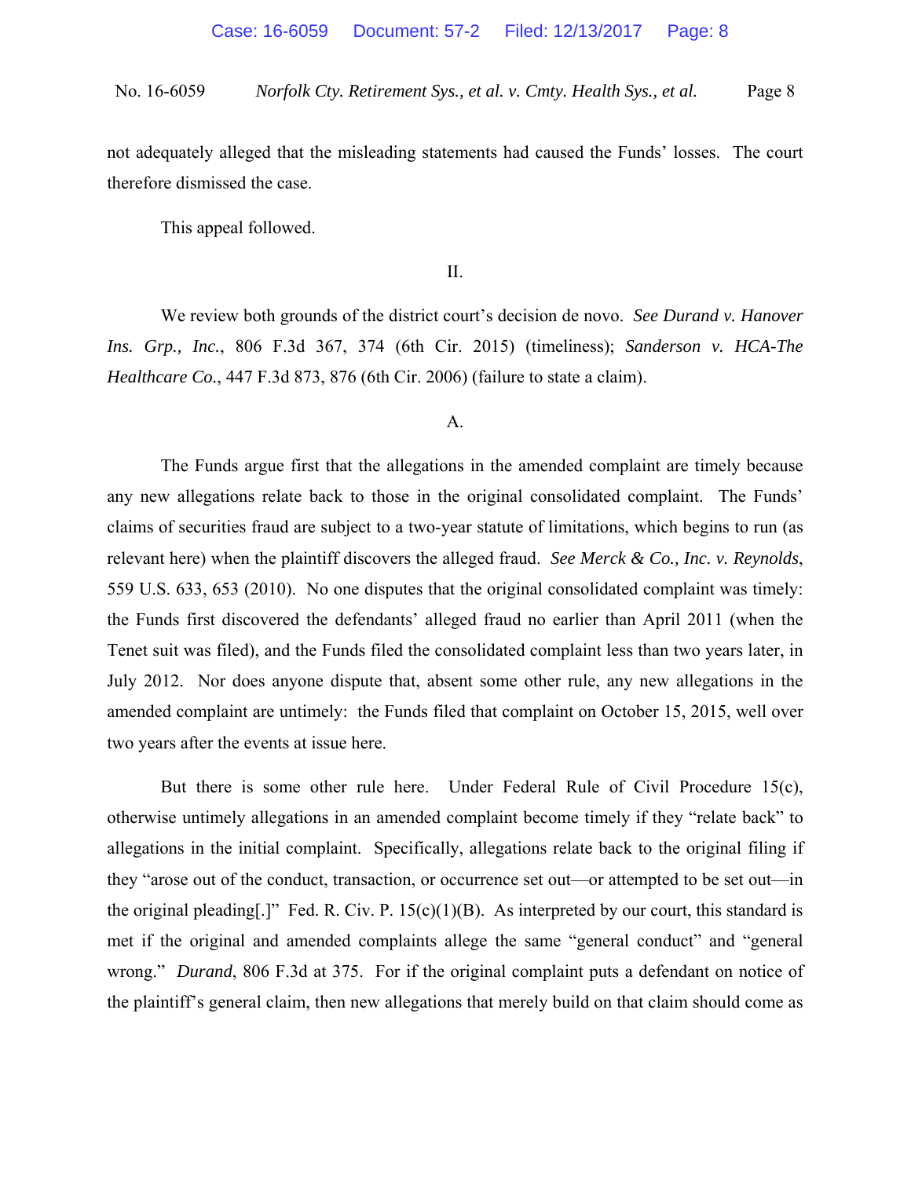not adequately alleged that the misleading statements had caused the Funds' losses. The court therefore dismissed the case.

This appeal followed.

## II.

We review both grounds of the district court's decision de novo. *See Durand v. Hanover Ins. Grp., Inc.*, 806 F.3d 367, 374 (6th Cir. 2015) (timeliness); *Sanderson v. HCA-The Healthcare Co.*, 447 F.3d 873, 876 (6th Cir. 2006) (failure to state a claim).

### A.

The Funds argue first that the allegations in the amended complaint are timely because any new allegations relate back to those in the original consolidated complaint. The Funds' claims of securities fraud are subject to a two-year statute of limitations, which begins to run (as relevant here) when the plaintiff discovers the alleged fraud. *See Merck & Co., Inc. v. Reynolds*, 559 U.S. 633, 653 (2010). No one disputes that the original consolidated complaint was timely: the Funds first discovered the defendants' alleged fraud no earlier than April 2011 (when the Tenet suit was filed), and the Funds filed the consolidated complaint less than two years later, in July 2012. Nor does anyone dispute that, absent some other rule, any new allegations in the amended complaint are untimely: the Funds filed that complaint on October 15, 2015, well over two years after the events at issue here.

But there is some other rule here. Under Federal Rule of Civil Procedure 15(c), otherwise untimely allegations in an amended complaint become timely if they "relate back" to allegations in the initial complaint. Specifically, allegations relate back to the original filing if they "arose out of the conduct, transaction, or occurrence set out—or attempted to be set out—in the original pleading[.]" Fed. R. Civ. P. 15(c)(1)(B). As interpreted by our court, this standard is met if the original and amended complaints allege the same "general conduct" and "general wrong." *Durand*, 806 F.3d at 375. For if the original complaint puts a defendant on notice of the plaintiff's general claim, then new allegations that merely build on that claim should come as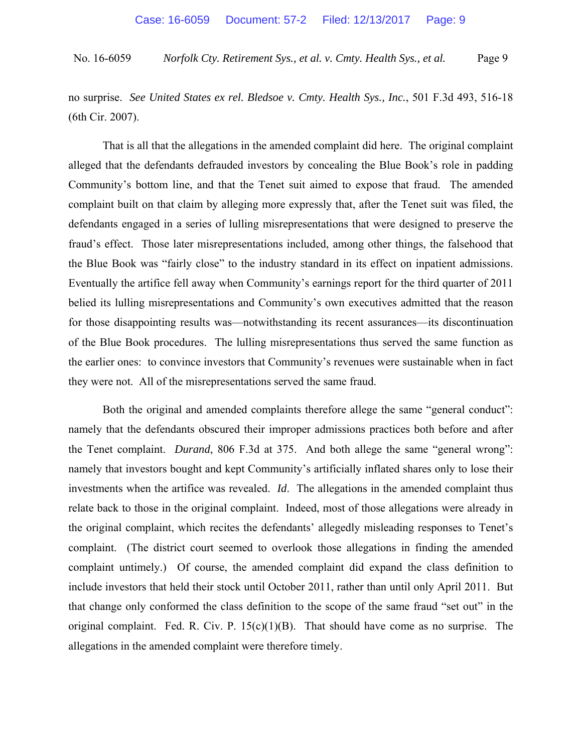no surprise. *See United States ex rel. Bledsoe v. Cmty. Health Sys., Inc.*, 501 F.3d 493, 516-18 (6th Cir. 2007).

That is all that the allegations in the amended complaint did here. The original complaint alleged that the defendants defrauded investors by concealing the Blue Book's role in padding Community's bottom line, and that the Tenet suit aimed to expose that fraud. The amended complaint built on that claim by alleging more expressly that, after the Tenet suit was filed, the defendants engaged in a series of lulling misrepresentations that were designed to preserve the fraud's effect. Those later misrepresentations included, among other things, the falsehood that the Blue Book was "fairly close" to the industry standard in its effect on inpatient admissions. Eventually the artifice fell away when Community's earnings report for the third quarter of 2011 belied its lulling misrepresentations and Community's own executives admitted that the reason for those disappointing results was—notwithstanding its recent assurances—its discontinuation of the Blue Book procedures. The lulling misrepresentations thus served the same function as the earlier ones: to convince investors that Community's revenues were sustainable when in fact they were not. All of the misrepresentations served the same fraud.

Both the original and amended complaints therefore allege the same "general conduct": namely that the defendants obscured their improper admissions practices both before and after the Tenet complaint. *Durand*, 806 F.3d at 375. And both allege the same "general wrong": namely that investors bought and kept Community's artificially inflated shares only to lose their investments when the artifice was revealed. *Id*. The allegations in the amended complaint thus relate back to those in the original complaint. Indeed, most of those allegations were already in the original complaint, which recites the defendants' allegedly misleading responses to Tenet's complaint. (The district court seemed to overlook those allegations in finding the amended complaint untimely.) Of course, the amended complaint did expand the class definition to include investors that held their stock until October 2011, rather than until only April 2011. But that change only conformed the class definition to the scope of the same fraud "set out" in the original complaint. Fed. R. Civ. P. 15(c)(1)(B). That should have come as no surprise. The allegations in the amended complaint were therefore timely.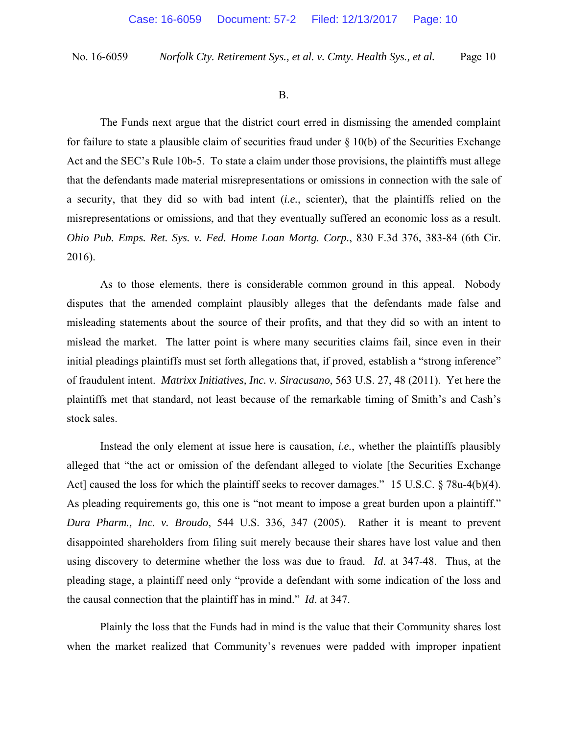B.

The Funds next argue that the district court erred in dismissing the amended complaint for failure to state a plausible claim of securities fraud under § 10(b) of the Securities Exchange Act and the SEC's Rule 10b-5. To state a claim under those provisions, the plaintiffs must allege that the defendants made material misrepresentations or omissions in connection with the sale of a security, that they did so with bad intent (*i.e.*, scienter), that the plaintiffs relied on the misrepresentations or omissions, and that they eventually suffered an economic loss as a result. *Ohio Pub. Emps. Ret. Sys. v. Fed. Home Loan Mortg. Corp.*, 830 F.3d 376, 383-84 (6th Cir. 2016).

As to those elements, there is considerable common ground in this appeal. Nobody disputes that the amended complaint plausibly alleges that the defendants made false and misleading statements about the source of their profits, and that they did so with an intent to mislead the market. The latter point is where many securities claims fail, since even in their initial pleadings plaintiffs must set forth allegations that, if proved, establish a "strong inference" of fraudulent intent. *Matrixx Initiatives, Inc. v. Siracusano*, 563 U.S. 27, 48 (2011). Yet here the plaintiffs met that standard, not least because of the remarkable timing of Smith's and Cash's stock sales.

Instead the only element at issue here is causation, *i.e.*, whether the plaintiffs plausibly alleged that "the act or omission of the defendant alleged to violate [the Securities Exchange Act] caused the loss for which the plaintiff seeks to recover damages." 15 U.S.C. § 78u-4(b)(4). As pleading requirements go, this one is "not meant to impose a great burden upon a plaintiff." *Dura Pharm., Inc. v. Broudo*, 544 U.S. 336, 347 (2005). Rather it is meant to prevent disappointed shareholders from filing suit merely because their shares have lost value and then using discovery to determine whether the loss was due to fraud. *Id*. at 347-48. Thus, at the pleading stage, a plaintiff need only "provide a defendant with some indication of the loss and the causal connection that the plaintiff has in mind." *Id*. at 347.

Plainly the loss that the Funds had in mind is the value that their Community shares lost when the market realized that Community's revenues were padded with improper inpatient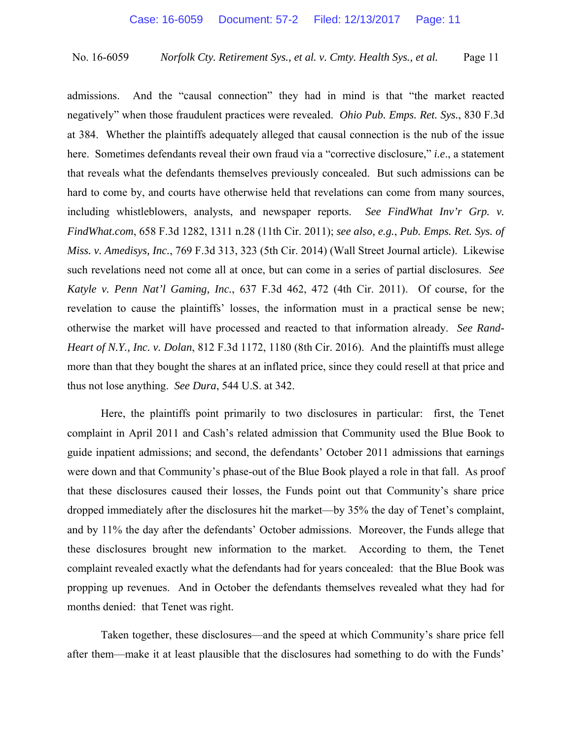admissions. And the "causal connection" they had in mind is that "the market reacted negatively" when those fraudulent practices were revealed. *Ohio Pub. Emps. Ret. Sys.*, 830 F.3d at 384. Whether the plaintiffs adequately alleged that causal connection is the nub of the issue here. Sometimes defendants reveal their own fraud via a "corrective disclosure," *i.e.*, a statement that reveals what the defendants themselves previously concealed. But such admissions can be hard to come by, and courts have otherwise held that revelations can come from many sources, including whistleblowers, analysts, and newspaper reports. *See FindWhat Inv'r Grp. v. FindWhat.com*, 658 F.3d 1282, 1311 n.28 (11th Cir. 2011); *see also, e.g.*, *Pub. Emps. Ret. Sys. of Miss. v. Amedisys, Inc.*, 769 F.3d 313, 323 (5th Cir. 2014) (Wall Street Journal article). Likewise such revelations need not come all at once, but can come in a series of partial disclosures. *See Katyle v. Penn Nat'l Gaming, Inc.*, 637 F.3d 462, 472 (4th Cir. 2011). Of course, for the revelation to cause the plaintiffs' losses, the information must in a practical sense be new; otherwise the market will have processed and reacted to that information already. *See Rand-Heart of N.Y., Inc. v. Dolan*, 812 F.3d 1172, 1180 (8th Cir. 2016). And the plaintiffs must allege more than that they bought the shares at an inflated price, since they could resell at that price and thus not lose anything. *See Dura*, 544 U.S. at 342.

Here, the plaintiffs point primarily to two disclosures in particular: first, the Tenet complaint in April 2011 and Cash's related admission that Community used the Blue Book to guide inpatient admissions; and second, the defendants' October 2011 admissions that earnings were down and that Community's phase-out of the Blue Book played a role in that fall. As proof that these disclosures caused their losses, the Funds point out that Community's share price dropped immediately after the disclosures hit the market—by 35% the day of Tenet's complaint, and by 11% the day after the defendants' October admissions. Moreover, the Funds allege that these disclosures brought new information to the market. According to them, the Tenet complaint revealed exactly what the defendants had for years concealed: that the Blue Book was propping up revenues. And in October the defendants themselves revealed what they had for months denied: that Tenet was right.

Taken together, these disclosures—and the speed at which Community's share price fell after them—make it at least plausible that the disclosures had something to do with the Funds'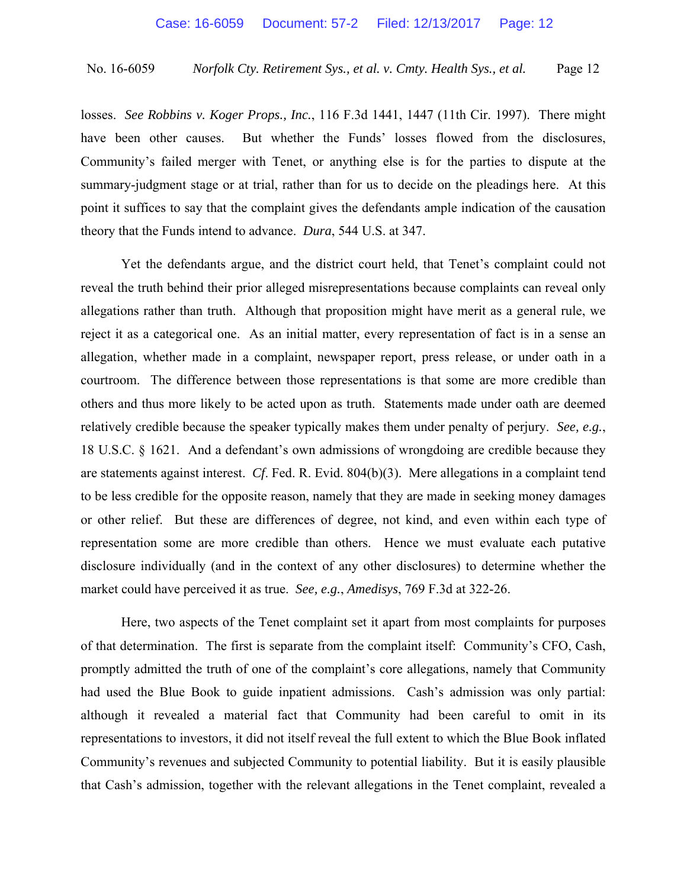losses. *See Robbins v. Koger Props., Inc.*, 116 F.3d 1441, 1447 (11th Cir. 1997). There might have been other causes. But whether the Funds' losses flowed from the disclosures, Community's failed merger with Tenet, or anything else is for the parties to dispute at the summary-judgment stage or at trial, rather than for us to decide on the pleadings here. At this point it suffices to say that the complaint gives the defendants ample indication of the causation theory that the Funds intend to advance. *Dura*, 544 U.S. at 347.

Yet the defendants argue, and the district court held, that Tenet's complaint could not reveal the truth behind their prior alleged misrepresentations because complaints can reveal only allegations rather than truth. Although that proposition might have merit as a general rule, we reject it as a categorical one. As an initial matter, every representation of fact is in a sense an allegation, whether made in a complaint, newspaper report, press release, or under oath in a courtroom. The difference between those representations is that some are more credible than others and thus more likely to be acted upon as truth. Statements made under oath are deemed relatively credible because the speaker typically makes them under penalty of perjury. *See, e.g.*, 18 U.S.C. § 1621. And a defendant's own admissions of wrongdoing are credible because they are statements against interest. *Cf*. Fed. R. Evid. 804(b)(3). Mere allegations in a complaint tend to be less credible for the opposite reason, namely that they are made in seeking money damages or other relief. But these are differences of degree, not kind, and even within each type of representation some are more credible than others. Hence we must evaluate each putative disclosure individually (and in the context of any other disclosures) to determine whether the market could have perceived it as true. *See, e.g.*, *Amedisys*, 769 F.3d at 322-26.

Here, two aspects of the Tenet complaint set it apart from most complaints for purposes of that determination. The first is separate from the complaint itself: Community's CFO, Cash, promptly admitted the truth of one of the complaint's core allegations, namely that Community had used the Blue Book to guide inpatient admissions. Cash's admission was only partial: although it revealed a material fact that Community had been careful to omit in its representations to investors, it did not itself reveal the full extent to which the Blue Book inflated Community's revenues and subjected Community to potential liability. But it is easily plausible that Cash's admission, together with the relevant allegations in the Tenet complaint, revealed a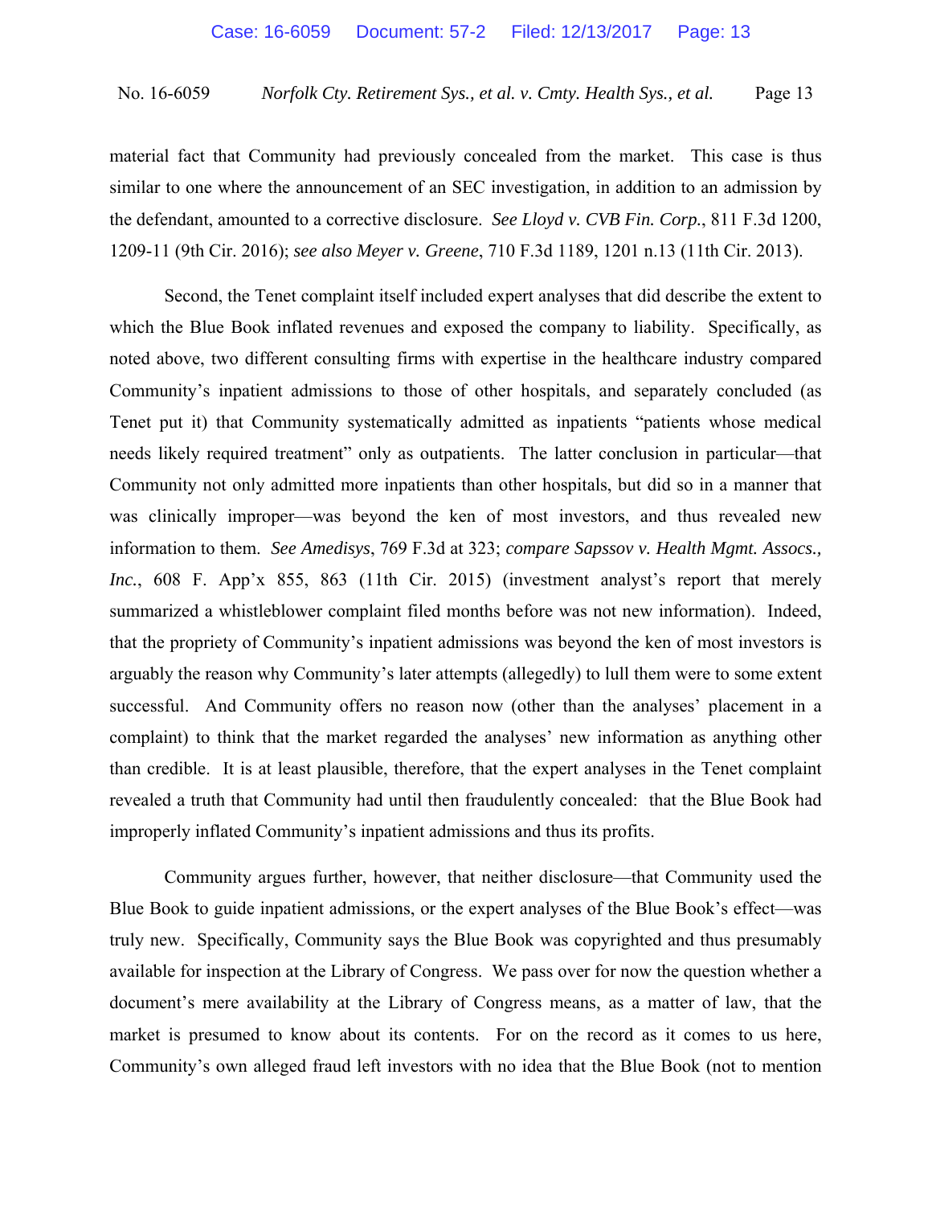material fact that Community had previously concealed from the market. This case is thus similar to one where the announcement of an SEC investigation, in addition to an admission by the defendant, amounted to a corrective disclosure. *See Lloyd v. CVB Fin. Corp.*, 811 F.3d 1200, 1209-11 (9th Cir. 2016); *see also Meyer v. Greene*, 710 F.3d 1189, 1201 n.13 (11th Cir. 2013).

Second, the Tenet complaint itself included expert analyses that did describe the extent to which the Blue Book inflated revenues and exposed the company to liability. Specifically, as noted above, two different consulting firms with expertise in the healthcare industry compared Community's inpatient admissions to those of other hospitals, and separately concluded (as Tenet put it) that Community systematically admitted as inpatients "patients whose medical needs likely required treatment" only as outpatients. The latter conclusion in particular—that Community not only admitted more inpatients than other hospitals, but did so in a manner that was clinically improper—was beyond the ken of most investors, and thus revealed new information to them. *See Amedisys*, 769 F.3d at 323; *compare Sapssov v. Health Mgmt. Assocs., Inc.*, 608 F. App'x 855, 863 (11th Cir. 2015) (investment analyst's report that merely summarized a whistleblower complaint filed months before was not new information). Indeed, that the propriety of Community's inpatient admissions was beyond the ken of most investors is arguably the reason why Community's later attempts (allegedly) to lull them were to some extent successful. And Community offers no reason now (other than the analyses' placement in a complaint) to think that the market regarded the analyses' new information as anything other than credible. It is at least plausible, therefore, that the expert analyses in the Tenet complaint revealed a truth that Community had until then fraudulently concealed: that the Blue Book had improperly inflated Community's inpatient admissions and thus its profits.

Community argues further, however, that neither disclosure—that Community used the Blue Book to guide inpatient admissions, or the expert analyses of the Blue Book's effect—was truly new. Specifically, Community says the Blue Book was copyrighted and thus presumably available for inspection at the Library of Congress. We pass over for now the question whether a document's mere availability at the Library of Congress means, as a matter of law, that the market is presumed to know about its contents. For on the record as it comes to us here, Community's own alleged fraud left investors with no idea that the Blue Book (not to mention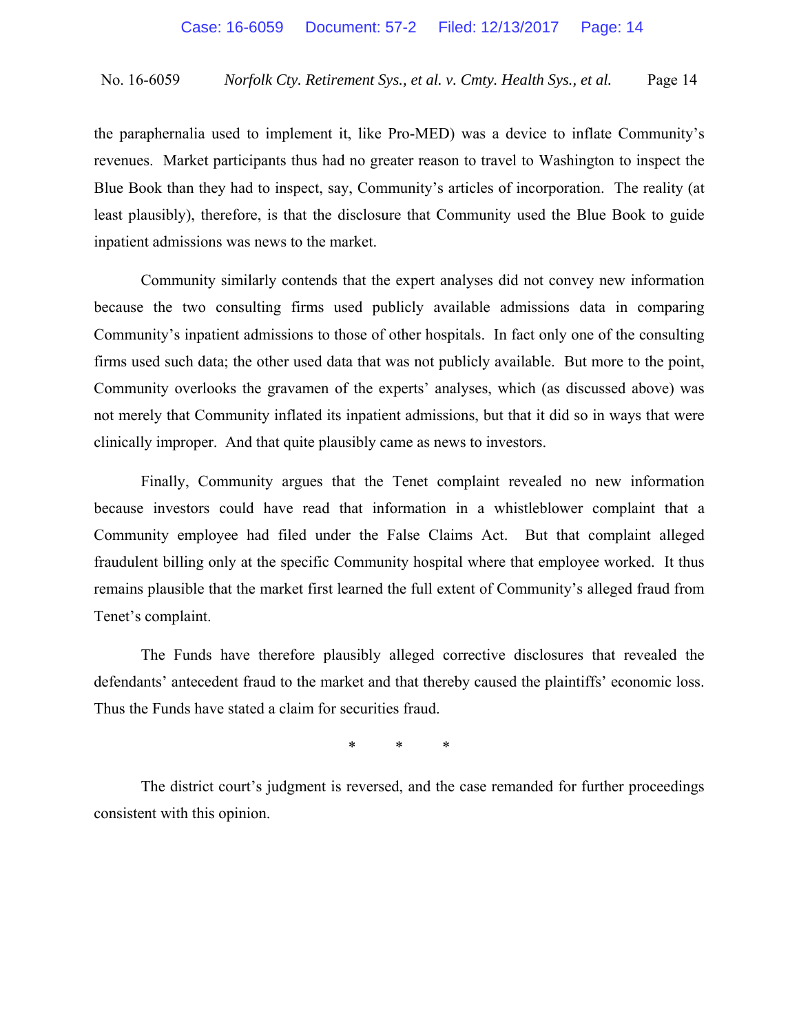the paraphernalia used to implement it, like Pro-MED) was a device to inflate Community's revenues. Market participants thus had no greater reason to travel to Washington to inspect the Blue Book than they had to inspect, say, Community's articles of incorporation. The reality (at least plausibly), therefore, is that the disclosure that Community used the Blue Book to guide inpatient admissions was news to the market.

Community similarly contends that the expert analyses did not convey new information because the two consulting firms used publicly available admissions data in comparing Community's inpatient admissions to those of other hospitals. In fact only one of the consulting firms used such data; the other used data that was not publicly available. But more to the point, Community overlooks the gravamen of the experts' analyses, which (as discussed above) was not merely that Community inflated its inpatient admissions, but that it did so in ways that were clinically improper. And that quite plausibly came as news to investors.

Finally, Community argues that the Tenet complaint revealed no new information because investors could have read that information in a whistleblower complaint that a Community employee had filed under the False Claims Act. But that complaint alleged fraudulent billing only at the specific Community hospital where that employee worked. It thus remains plausible that the market first learned the full extent of Community's alleged fraud from Tenet's complaint.

The Funds have therefore plausibly alleged corrective disclosures that revealed the defendants' antecedent fraud to the market and that thereby caused the plaintiffs' economic loss. Thus the Funds have stated a claim for securities fraud.

\* \* \*

The district court's judgment is reversed, and the case remanded for further proceedings consistent with this opinion.